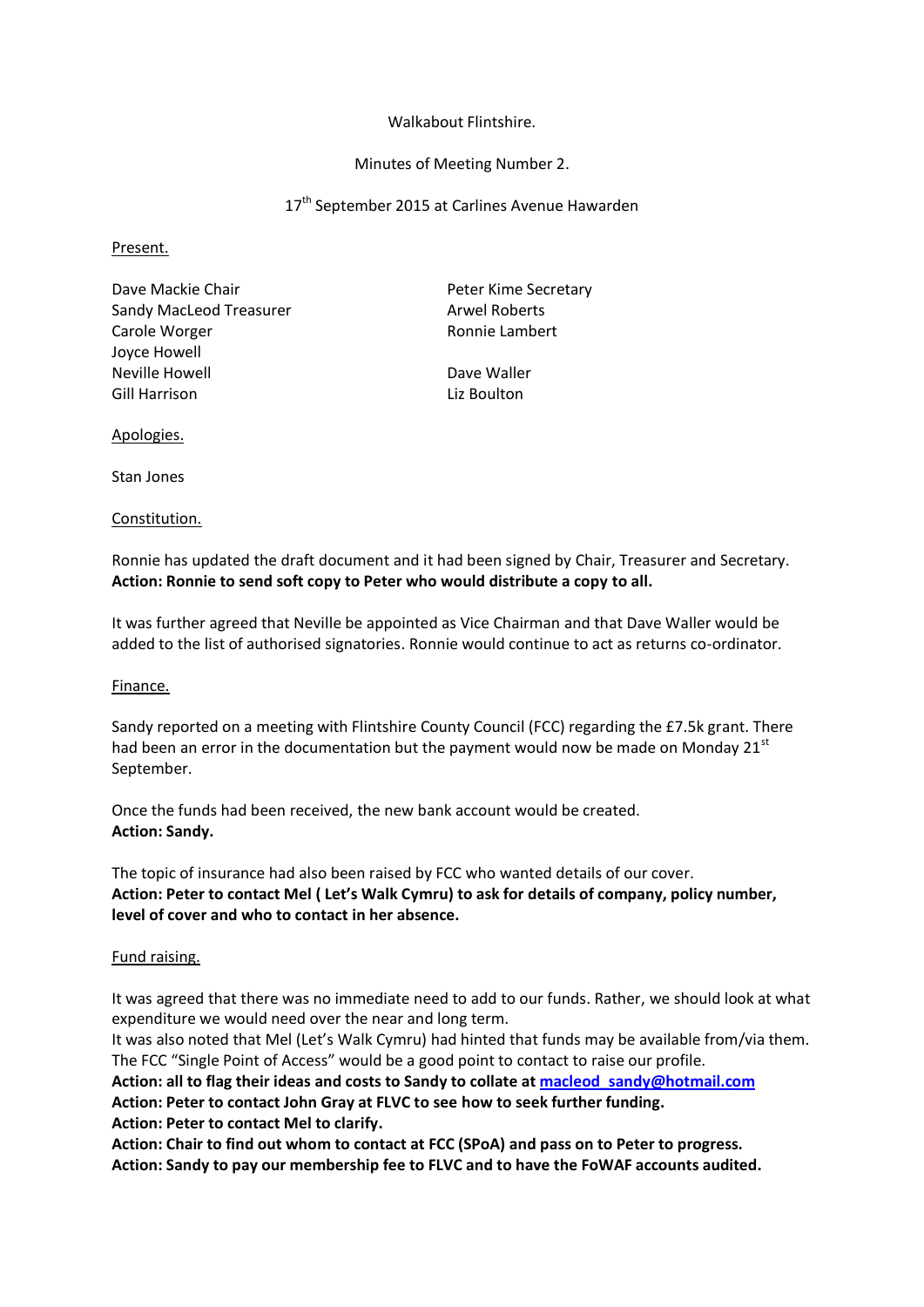Walkabout Flintshire.

Minutes of Meeting Number 2.

17th September 2015 at Carlines Avenue Hawarden

Present.

Dave Mackie Chair
Sandy MacLeod Treasurer
Carole Worger
Joyce Howell
Neville Howell
Gill Harrison
Peter Kime Secretary
Arwel Roberts
Ronnie Lambert
Dave Waller
Liz Boulton

Apologies.

Stan Jones

Constitution.

Ronnie has updated the draft document and it had been signed by Chair, Treasurer and Secretary.
**Action: Ronnie to send soft copy to Peter who would distribute a copy to all.**

It was further agreed that Neville be appointed as Vice Chairman and that Dave Waller would be added to the list of authorised signatories. Ronnie would continue to act as returns co-ordinator.

Finance.

Sandy reported on a meeting with Flintshire County Council (FCC) regarding the £7.5k grant. There had been an error in the documentation but the payment would now be made on Monday 21st September.

Once the funds had been received, the new bank account would be created.
**Action: Sandy.**

The topic of insurance had also been raised by FCC who wanted details of our cover.
**Action: Peter to contact Mel ( Let's Walk Cymru) to ask for details of company, policy number, level of cover and who to contact in her absence.**

Fund raising.

It was agreed that there was no immediate need to add to our funds. Rather, we should look at what expenditure we would need over the near and long term.
It was also noted that Mel (Let's Walk Cymru) had hinted that funds may be available from/via them.
The FCC "Single Point of Access" would be a good point to contact to raise our profile.
**Action: all to flag their ideas and costs to Sandy to collate at macleod_sandy@hotmail.com**
**Action: Peter to contact John Gray at FLVC to see how to seek further funding.**
**Action: Peter to contact Mel to clarify.**
**Action: Chair to find out whom to contact at FCC (SPoA) and pass on to Peter to progress.**
**Action: Sandy to pay our membership fee to FLVC and to have the FoWAF accounts audited.**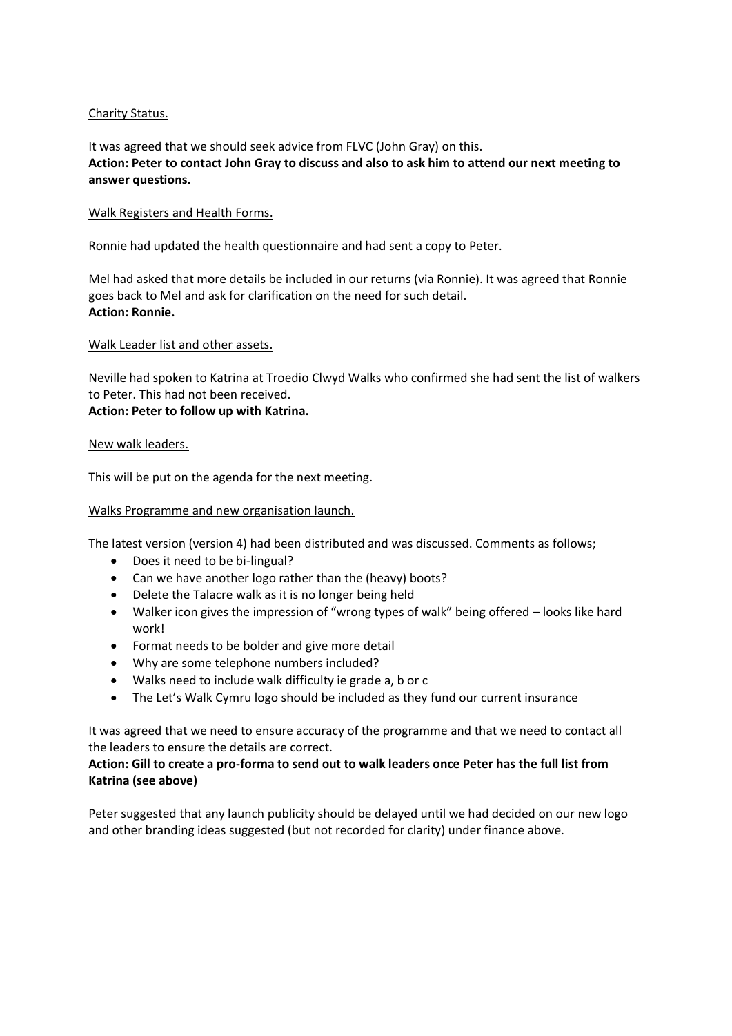<u>Charity Status.</u>

It was agreed that we should seek advice from FLVC (John Gray) on this.
**Action: Peter to contact John Gray to discuss and also to ask him to attend our next meeting to answer questions.**

<u>Walk Registers and Health Forms.</u>

Ronnie had updated the health questionnaire and had sent a copy to Peter.

Mel had asked that more details be included in our returns (via Ronnie). It was agreed that Ronnie goes back to Mel and ask for clarification on the need for such detail.
**Action: Ronnie.**

<u>Walk Leader list and other assets.</u>

Neville had spoken to Katrina at Troedio Clwyd Walks who confirmed she had sent the list of walkers to Peter. This had not been received.
**Action: Peter to follow up with Katrina.**

<u>New walk leaders.</u>

This will be put on the agenda for the next meeting.

<u>Walks Programme and new organisation launch.</u>

The latest version (version 4) had been distributed and was discussed. Comments as follows;

- Does it need to be bi-lingual?
- Can we have another logo rather than the (heavy) boots?
- Delete the Talacre walk as it is no longer being held
- Walker icon gives the impression of "wrong types of walk" being offered – looks like hard work!
- Format needs to be bolder and give more detail
- Why are some telephone numbers included?
- Walks need to include walk difficulty ie grade a, b or c
- The Let's Walk Cymru logo should be included as they fund our current insurance

It was agreed that we need to ensure accuracy of the programme and that we need to contact all the leaders to ensure the details are correct.
**Action: Gill to create a pro-forma to send out to walk leaders once Peter has the full list from Katrina (see above)**

Peter suggested that any launch publicity should be delayed until we had decided on our new logo and other branding ideas suggested (but not recorded for clarity) under finance above.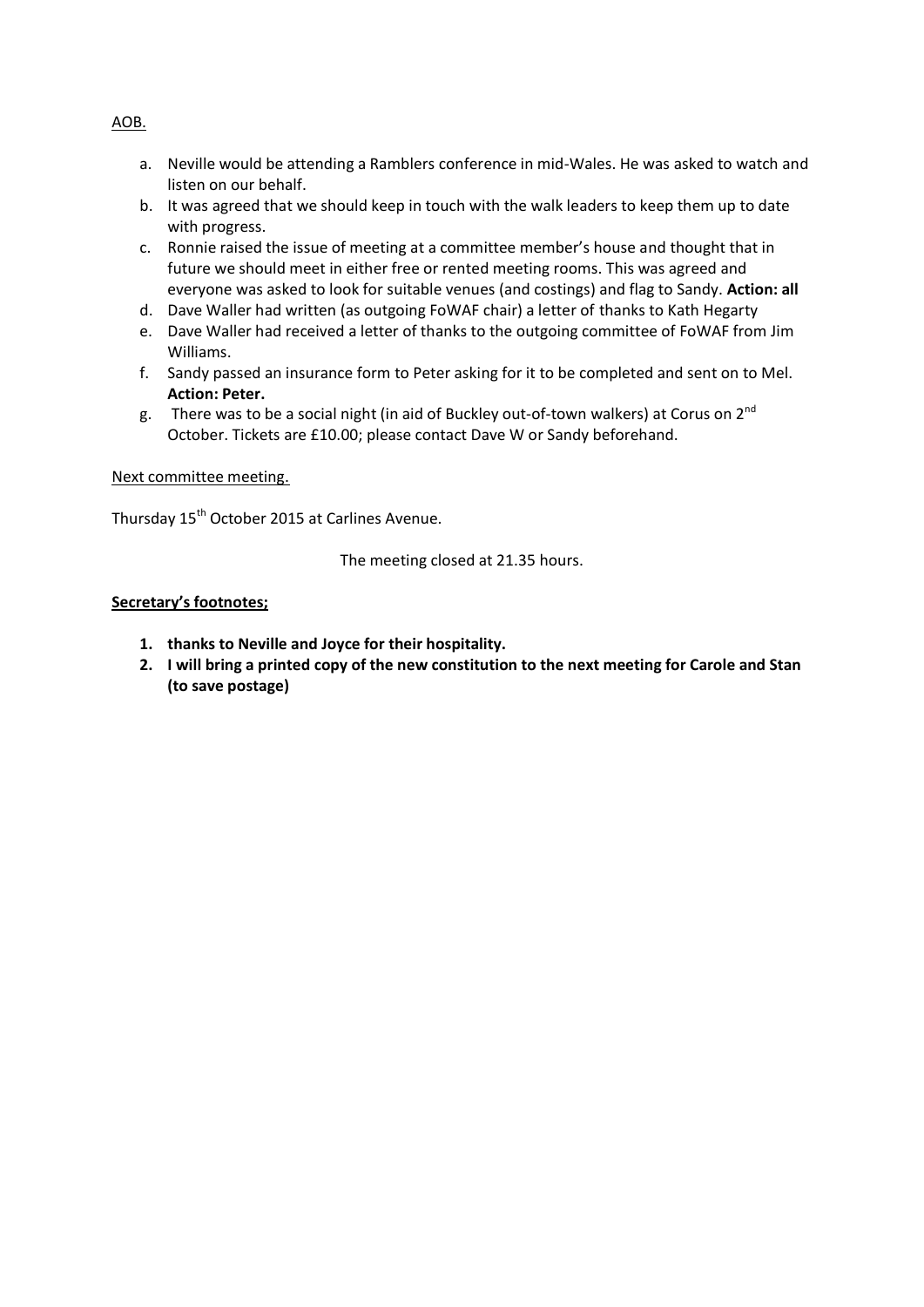AOB.

a. Neville would be attending a Ramblers conference in mid-Wales. He was asked to watch and listen on our behalf.
b. It was agreed that we should keep in touch with the walk leaders to keep them up to date with progress.
c. Ronnie raised the issue of meeting at a committee member's house and thought that in future we should meet in either free or rented meeting rooms. This was agreed and everyone was asked to look for suitable venues (and costings) and flag to Sandy. **Action: all**
d. Dave Waller had written (as outgoing FoWAF chair) a letter of thanks to Kath Hegarty
e. Dave Waller had received a letter of thanks to the outgoing committee of FoWAF from Jim Williams.
f. Sandy passed an insurance form to Peter asking for it to be completed and sent on to Mel. **Action: Peter.**
g. There was to be a social night (in aid of Buckley out-of-town walkers) at Corus on 2nd October. Tickets are £10.00; please contact Dave W or Sandy beforehand.

Next committee meeting.

Thursday 15th October 2015 at Carlines Avenue.

The meeting closed at 21.35 hours.

**Secretary's footnotes;**

1. **thanks to Neville and Joyce for their hospitality.**
2. **I will bring a printed copy of the new constitution to the next meeting for Carole and Stan (to save postage)**